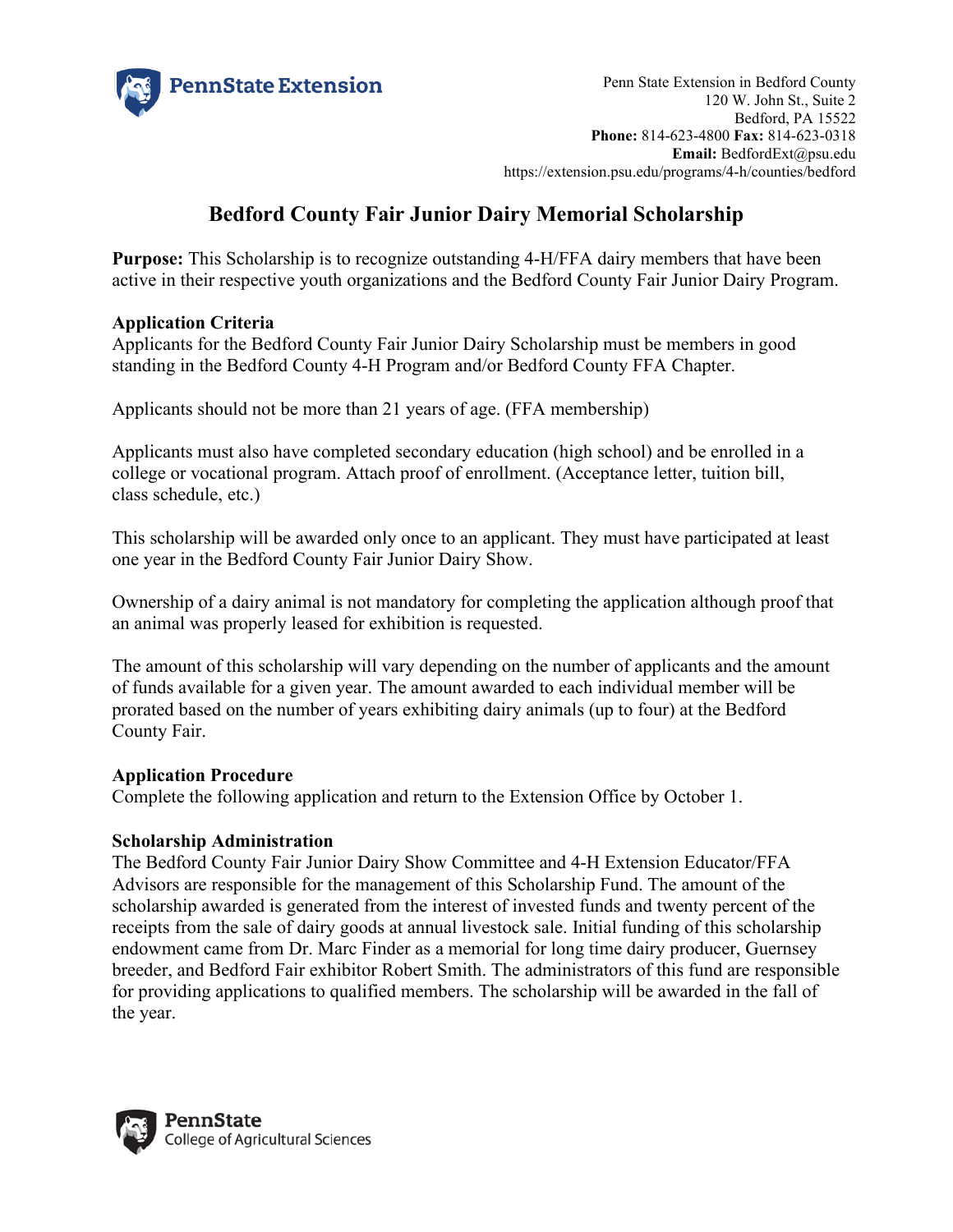Penn State Extension

Penn State Extension in Bedford County
120 W. John St., Suite 2
Bedford, PA 15522
**Phone:** 814-623-4800 **Fax:** 814-623-0318
**Email:** BedfordExt@psu.edu
https://extension.psu.edu/programs/4-h/counties/bedford

# Bedford County Fair Junior Dairy Memorial Scholarship

**Purpose:** This Scholarship is to recognize outstanding 4-H/FFA dairy members that have been active in their respective youth organizations and the Bedford County Fair Junior Dairy Program.

**Application Criteria**
Applicants for the Bedford County Fair Junior Dairy Scholarship must be members in good standing in the Bedford County 4-H Program and/or Bedford County FFA Chapter.

Applicants should not be more than 21 years of age. (FFA membership)

Applicants must also have completed secondary education (high school) and be enrolled in a college or vocational program. Attach proof of enrollment. (Acceptance letter, tuition bill, class schedule, etc.)

This scholarship will be awarded only once to an applicant. They must have participated at least one year in the Bedford County Fair Junior Dairy Show.

Ownership of a dairy animal is not mandatory for completing the application although proof that an animal was properly leased for exhibition is requested.

The amount of this scholarship will vary depending on the number of applicants and the amount of funds available for a given year. The amount awarded to each individual member will be prorated based on the number of years exhibiting dairy animals (up to four) at the Bedford County Fair.

**Application Procedure**
Complete the following application and return to the Extension Office by October 1.

**Scholarship Administration**
The Bedford County Fair Junior Dairy Show Committee and 4-H Extension Educator/FFA Advisors are responsible for the management of this Scholarship Fund. The amount of the scholarship awarded is generated from the interest of invested funds and twenty percent of the receipts from the sale of dairy goods at annual livestock sale. Initial funding of this scholarship endowment came from Dr. Marc Finder as a memorial for long time dairy producer, Guernsey breeder, and Bedford Fair exhibitor Robert Smith. The administrators of this fund are responsible for providing applications to qualified members. The scholarship will be awarded in the fall of the year.

PennState
College of Agricultural Sciences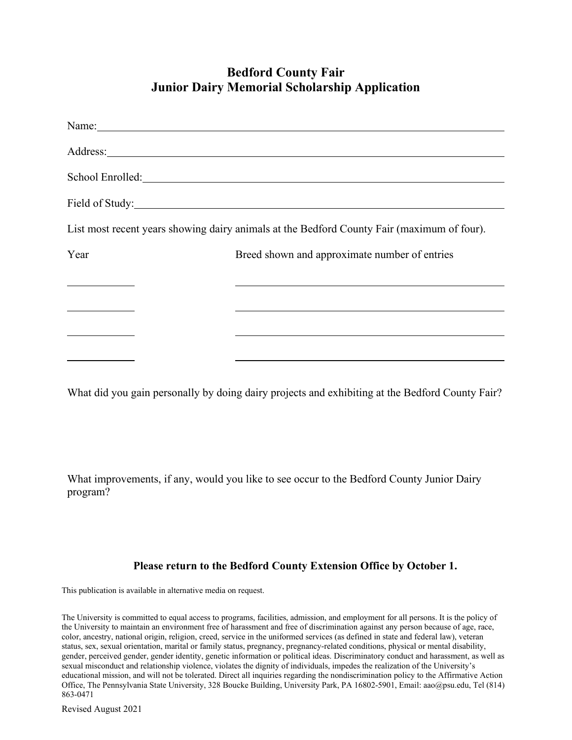# Bedford County Fair
# Junior Dairy Memorial Scholarship Application

Name: ______________________________________________________________

Address: ____________________________________________________________

School Enrolled: ______________________________________________________

Field of Study: ________________________________________________________

List most recent years showing dairy animals at the Bedford County Fair (maximum of four).

| Year | Breed shown and approximate number of entries |
| --- | --- |
| | |
| | |
| | |
| | |

What did you gain personally by doing dairy projects and exhibiting at the Bedford County Fair?

What improvements, if any, would you like to see occur to the Bedford County Junior Dairy program?

**Please return to the Bedford County Extension Office by October 1.**

This publication is available in alternative media on request.

The University is committed to equal access to programs, facilities, admission, and employment for all persons. It is the policy of the University to maintain an environment free of harassment and free of discrimination against any person because of age, race, color, ancestry, national origin, religion, creed, service in the uniformed services (as defined in state and federal law), veteran status, sex, sexual orientation, marital or family status, pregnancy, pregnancy-related conditions, physical or mental disability, gender, perceived gender, gender identity, genetic information or political ideas. Discriminatory conduct and harassment, as well as sexual misconduct and relationship violence, violates the dignity of individuals, impedes the realization of the University's educational mission, and will not be tolerated. Direct all inquiries regarding the nondiscrimination policy to the Affirmative Action Office, The Pennsylvania State University, 328 Boucke Building, University Park, PA 16802-5901, Email: aao@psu.edu, Tel (814) 863-0471

Revised August 2021